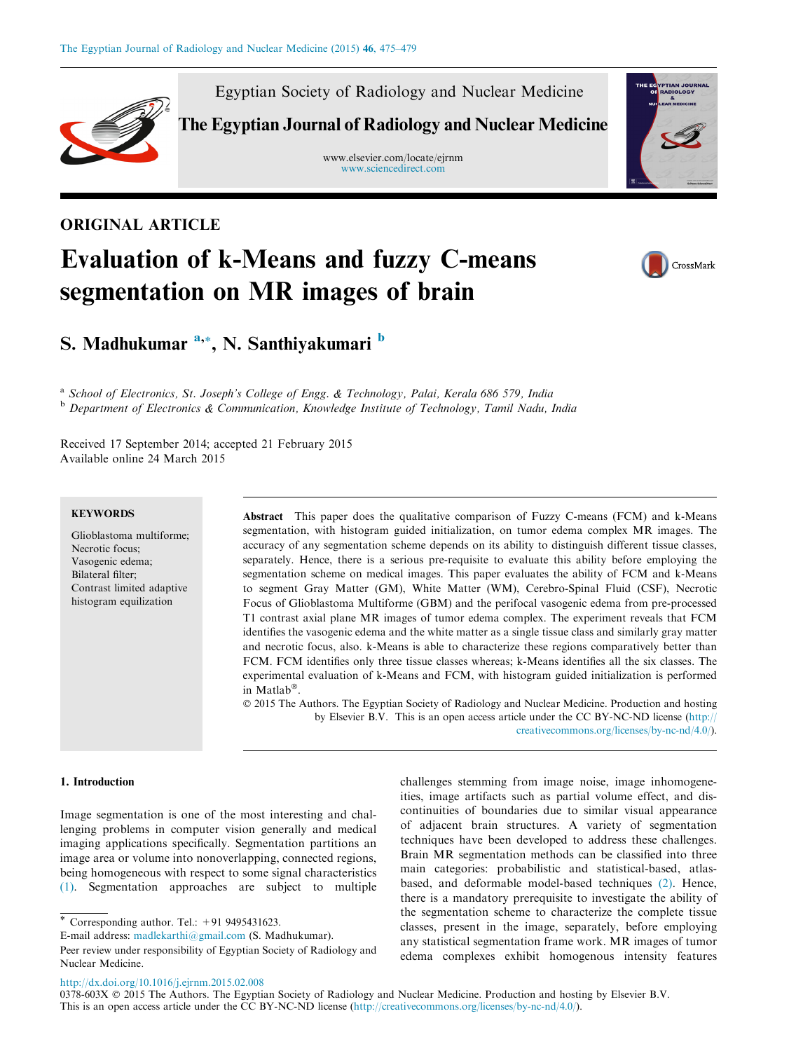Egyptian Society of Radiology and Nuclear Medicine

**The Egyptian Journal of Radiology and Nuclear Medicine**

www.elsevier.com/locate/ejrnm
www.sciencedirect.com

ORIGINAL ARTICLE

# Evaluation of k-Means and fuzzy C-means segmentation on MR images of brain

**S. Madhukumar** [a,*], **N. Santhiyakumari** [b]

[a] *School of Electronics, St. Joseph's College of Engg. & Technology, Palai, Kerala 686 579, India*
[b] *Department of Electronics & Communication, Knowledge Institute of Technology, Tamil Nadu, India*

Received 17 September 2014; accepted 21 February 2015
Available online 24 March 2015

**KEYWORDS**

Glioblastoma multiforme;
Necrotic focus;
Vasogenic edema;
Bilateral filter;
Contrast limited adaptive histogram equalization

**Abstract** This paper does the qualitative comparison of Fuzzy C-means (FCM) and k-Means segmentation, with histogram guided initialization, on tumor edema complex MR images. The accuracy of any segmentation scheme depends on its ability to distinguish different tissue classes, separately. Hence, there is a serious pre-requisite to evaluate this ability before employing the segmentation scheme on medical images. This paper evaluates the ability of FCM and k-Means to segment Gray Matter (GM), White Matter (WM), Cerebro-Spinal Fluid (CSF), Necrotic Focus of Glioblastoma Multiforme (GBM) and the perifocal vasogenic edema from pre-processed T1 contrast axial plane MR images of tumor edema complex. The experiment reveals that FCM identifies the vasogenic edema and the white matter as a single tissue class and similarly gray matter and necrotic focus, also. k-Means is able to characterize these regions comparatively better than FCM. FCM identifies only three tissue classes whereas; k-Means identifies all the six classes. The experimental evaluation of k-Means and FCM, with histogram guided initialization is performed in Matlab®.

© 2015 The Authors. The Egyptian Society of Radiology and Nuclear Medicine. Production and hosting by Elsevier B.V. This is an open access article under the CC BY-NC-ND license (http://creativecommons.org/licenses/by-nc-nd/4.0/).

## 1. Introduction

Image segmentation is one of the most interesting and challenging problems in computer vision generally and medical imaging applications specifically. Segmentation partitions an image area or volume into nonoverlapping, connected regions, being homogeneous with respect to some signal characteristics (1). Segmentation approaches are subject to multiple challenges stemming from image noise, image inhomogeneities, image artifacts such as partial volume effect, and discontinuities of boundaries due to similar visual appearance of adjacent brain structures. A variety of segmentation techniques have been developed to address these challenges. Brain MR segmentation methods can be classified into three main categories: probabilistic and statistical-based, atlas-based, and deformable model-based techniques (2). Hence, there is a mandatory prerequisite to investigate the ability of the segmentation scheme to characterize the complete tissue classes, present in the image, separately, before employing any statistical segmentation frame work. MR images of tumor edema complexes exhibit homogenous intensity features

* Corresponding author. Tel.: +91 9495431623.
E-mail address: madlekarthi@gmail.com (S. Madhukumar).
Peer review under responsibility of Egyptian Society of Radiology and Nuclear Medicine.

http://dx.doi.org/10.1016/j.ejrnm.2015.02.008
0378-603X © 2015 The Authors. The Egyptian Society of Radiology and Nuclear Medicine. Production and hosting by Elsevier B.V.
This is an open access article under the CC BY-NC-ND license (http://creativecommons.org/licenses/by-nc-nd/4.0/).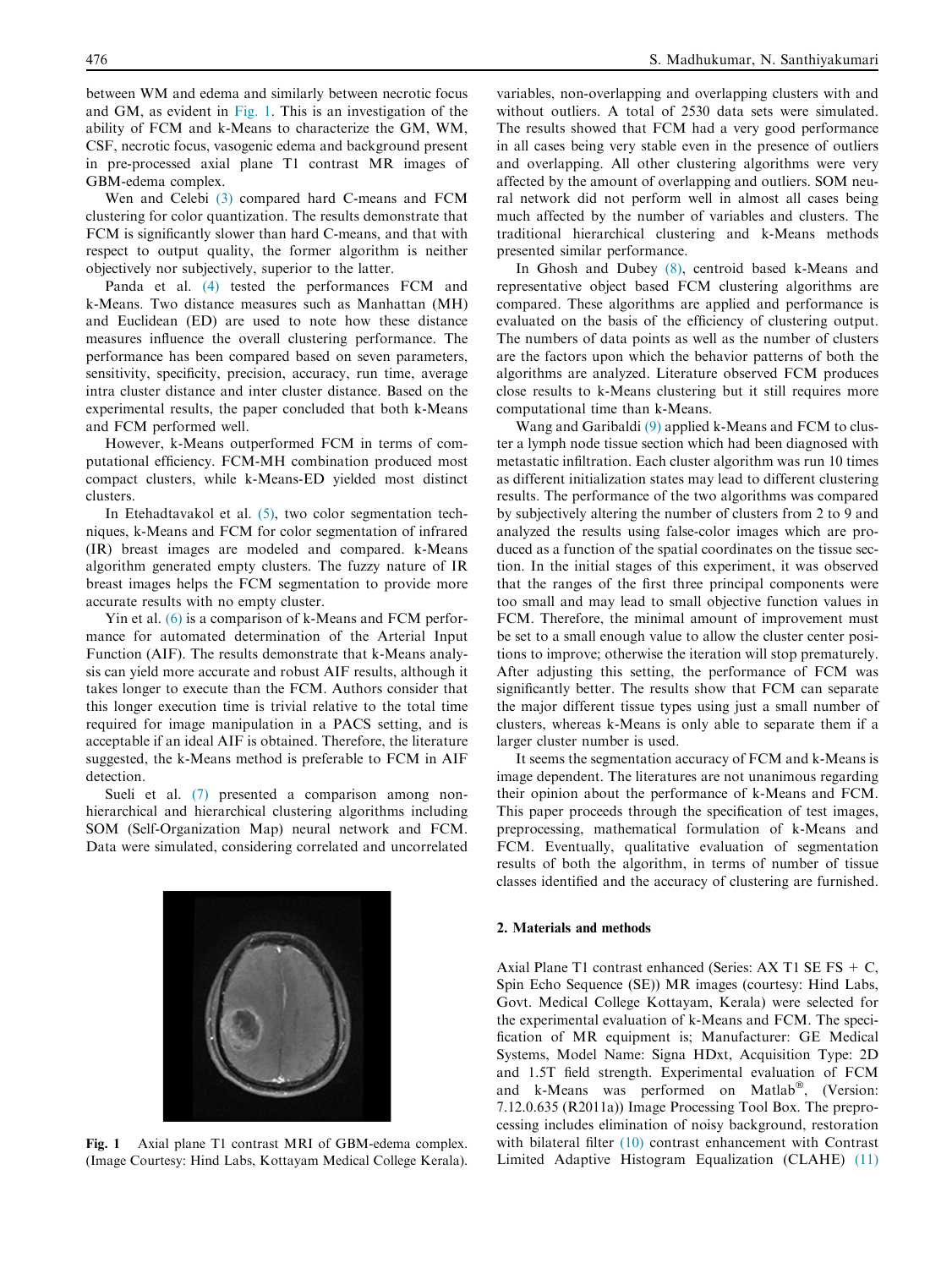between WM and edema and similarly between necrotic focus and GM, as evident in Fig. 1. This is an investigation of the ability of FCM and k-Means to characterize the GM, WM, CSF, necrotic focus, vasogenic edema and background present in pre-processed axial plane T1 contrast MR images of GBM-edema complex.

Wen and Celebi (3) compared hard C-means and FCM clustering for color quantization. The results demonstrate that FCM is significantly slower than hard C-means, and that with respect to output quality, the former algorithm is neither objectively nor subjectively, superior to the latter.

Panda et al. (4) tested the performances FCM and k-Means. Two distance measures such as Manhattan (MH) and Euclidean (ED) are used to note how these distance measures influence the overall clustering performance. The performance has been compared based on seven parameters, sensitivity, specificity, precision, accuracy, run time, average intra cluster distance and inter cluster distance. Based on the experimental results, the paper concluded that both k-Means and FCM performed well.

However, k-Means outperformed FCM in terms of computational efficiency. FCM-MH combination produced most compact clusters, while k-Means-ED yielded most distinct clusters.

In Etehadtavakol et al. (5), two color segmentation techniques, k-Means and FCM for color segmentation of infrared (IR) breast images are modeled and compared. k-Means algorithm generated empty clusters. The fuzzy nature of IR breast images helps the FCM segmentation to provide more accurate results with no empty cluster.

Yin et al. (6) is a comparison of k-Means and FCM performance for automated determination of the Arterial Input Function (AIF). The results demonstrate that k-Means analysis can yield more accurate and robust AIF results, although it takes longer to execute than the FCM. Authors consider that this longer execution time is trivial relative to the total time required for image manipulation in a PACS setting, and is acceptable if an ideal AIF is obtained. Therefore, the literature suggested, the k-Means method is preferable to FCM in AIF detection.

Sueli et al. (7) presented a comparison among non-hierarchical and hierarchical clustering algorithms including SOM (Self-Organization Map) neural network and FCM. Data were simulated, considering correlated and uncorrelated variables, non-overlapping and overlapping clusters with and without outliers. A total of 2530 data sets were simulated. The results showed that FCM had a very good performance in all cases being very stable even in the presence of outliers and overlapping. All other clustering algorithms were very affected by the amount of overlapping and outliers. SOM neural network did not perform well in almost all cases being much affected by the number of variables and clusters. The traditional hierarchical clustering and k-Means methods presented similar performance.

In Ghosh and Dubey (8), centroid based k-Means and representative object based FCM clustering algorithms are compared. These algorithms are applied and performance is evaluated on the basis of the efficiency of clustering output. The numbers of data points as well as the number of clusters are the factors upon which the behavior patterns of both the algorithms are analyzed. Literature observed FCM produces close results to k-Means clustering but it still requires more computational time than k-Means.

Wang and Garibaldi (9) applied k-Means and FCM to cluster a lymph node tissue section which had been diagnosed with metastatic infiltration. Each cluster algorithm was run 10 times as different initialization states may lead to different clustering results. The performance of the two algorithms was compared by subjectively altering the number of clusters from 2 to 9 and analyzed the results using false-color images which are produced as a function of the spatial coordinates on the tissue section. In the initial stages of this experiment, it was observed that the ranges of the first three principal components were too small and may lead to small objective function values in FCM. Therefore, the minimal amount of improvement must be set to a small enough value to allow the cluster center positions to improve; otherwise the iteration will stop prematurely. After adjusting this setting, the performance of FCM was significantly better. The results show that FCM can separate the major different tissue types using just a small number of clusters, whereas k-Means is only able to separate them if a larger cluster number is used.

It seems the segmentation accuracy of FCM and k-Means is image dependent. The literatures are not unanimous regarding their opinion about the performance of k-Means and FCM. This paper proceeds through the specification of test images, preprocessing, mathematical formulation of k-Means and FCM. Eventually, qualitative evaluation of segmentation results of both the algorithm, in terms of number of tissue classes identified and the accuracy of clustering are furnished.

Fig. 1 Axial plane T1 contrast MRI of GBM-edema complex. (Image Courtesy: Hind Labs, Kottayam Medical College Kerala).

## 2. Materials and methods

Axial Plane T1 contrast enhanced (Series: AX T1 SE FS + C, Spin Echo Sequence (SE)) MR images (courtesy: Hind Labs, Govt. Medical College Kottayam, Kerala) were selected for the experimental evaluation of k-Means and FCM. The specification of MR equipment is; Manufacturer: GE Medical Systems, Model Name: Signa HDxt, Acquisition Type: 2D and 1.5T field strength. Experimental evaluation of FCM and k-Means was performed on Matlab®, (Version: 7.12.0.635 (R2011a)) Image Processing Tool Box. The preprocessing includes elimination of noisy background, restoration with bilateral filter (10) contrast enhancement with Contrast Limited Adaptive Histogram Equalization (CLAHE) (11)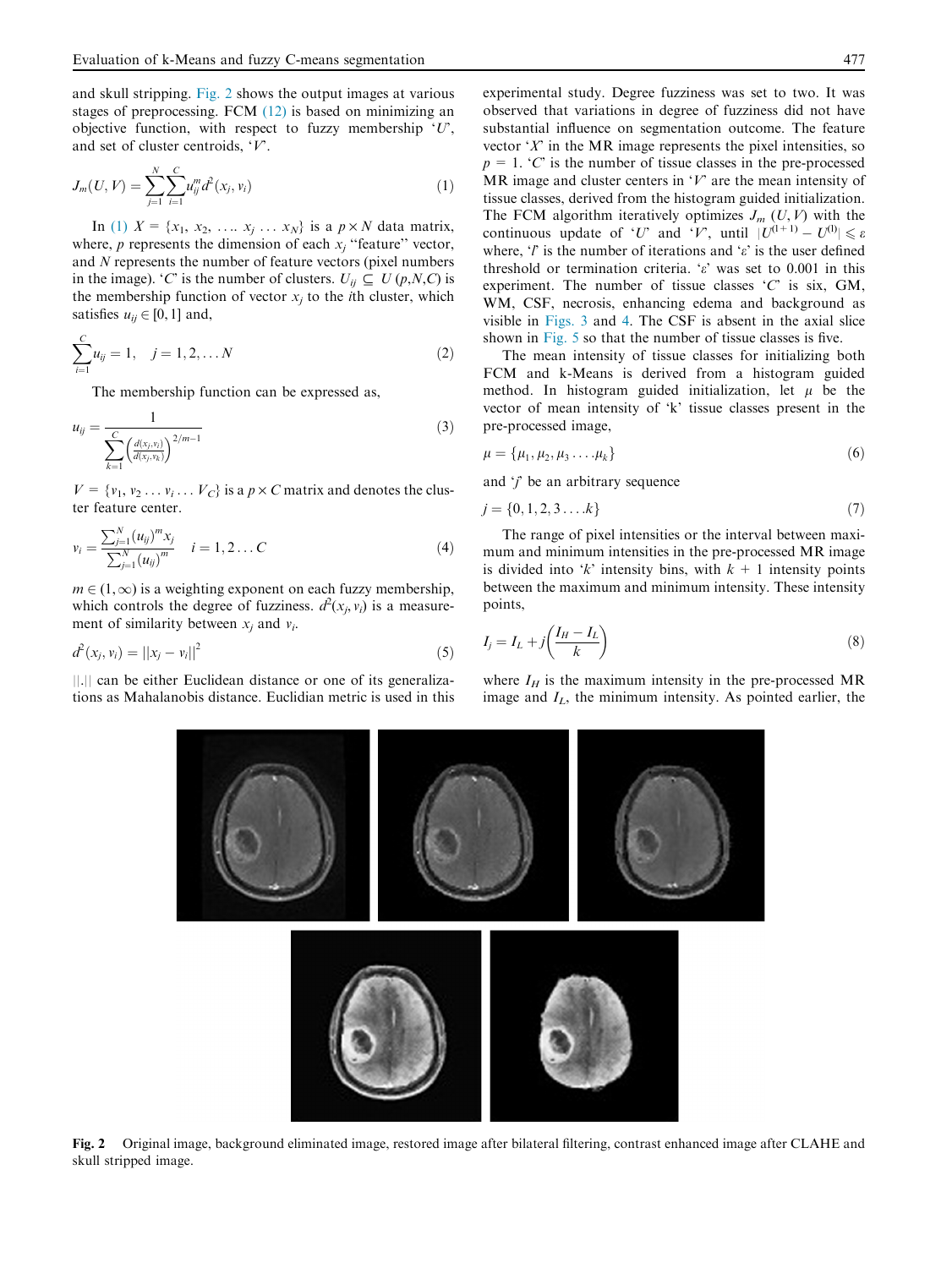and skull stripping. Fig. 2 shows the output images at various stages of preprocessing. FCM (12) is based on minimizing an objective function, with respect to fuzzy membership '$U$', and set of cluster centroids, '$V$'.

$$J_m(U, V) = \sum_{j=1}^{N}\sum_{i=1}^{C} u_{ij}^{m} d^2(x_j, v_i) \tag{1}$$

In (1) $X = \{x_1, x_2, \ldots. x_j \ldots x_N\}$ is a $p \times N$ data matrix, where, $p$ represents the dimension of each $x_j$ "feature" vector, and $N$ represents the number of feature vectors (pixel numbers in the image). '$C$' is the number of clusters. $U_{ij} \subseteq U(p,N,C)$ is the membership function of vector $x_j$ to the $i$th cluster, which satisfies $u_{ij} \in [0, 1]$ and,

$$\sum_{i=1}^{C} u_{ij} = 1, \quad j = 1, 2, \ldots N \tag{2}$$

The membership function can be expressed as,

$$u_{ij} = \frac{1}{\sum_{k=1}^{C} \left( \frac{d(x_j, v_i)}{d(x_j, v_k)} \right)^{2/m-1}} \tag{3}$$

$V = \{v_1, v_2 \ldots v_i \ldots V_C\}$ is a $p \times C$ matrix and denotes the cluster feature center.

$$v_i = \frac{\sum_{j=1}^{N} (u_{ij})^m x_j}{\sum_{j=1}^{N} (u_{ij})^m} \quad i = 1, 2 \ldots C \tag{4}$$

$m \in (1, \infty)$ is a weighting exponent on each fuzzy membership, which controls the degree of fuzziness. $d^2(x_j, v_i)$ is a measurement of similarity between $x_j$ and $v_i$.

$$d^2(x_j, v_i) = ||x_j - v_i||^2 \tag{5}$$

$||.||$ can be either Euclidean distance or one of its generalizations as Mahalanobis distance. Euclidian metric is used in this experimental study. Degree fuzziness was set to two. It was observed that variations in degree of fuzziness did not have substantial influence on segmentation outcome. The feature vector '$X$' in the MR image represents the pixel intensities, so $p = 1$. '$C$' is the number of tissue classes in the pre-processed MR image and cluster centers in '$V$' are the mean intensity of tissue classes, derived from the histogram guided initialization. The FCM algorithm iteratively optimizes $J_m(U, V)$ with the continuous update of '$U$' and '$V$', until $|U^{(l+1)} - U^{(l)}| \leqslant \varepsilon$ where, '$l$' is the number of iterations and '$\varepsilon$' is the user defined threshold or termination criteria. '$\varepsilon$' was set to 0.001 in this experiment. The number of tissue classes '$C$' is six, GM, WM, CSF, necrosis, enhancing edema and background as visible in Figs. 3 and 4. The CSF is absent in the axial slice shown in Fig. 5 so that the number of tissue classes is five.

The mean intensity of tissue classes for initializing both FCM and k-Means is derived from a histogram guided method. In histogram guided initialization, let $\mu$ be the vector of mean intensity of 'k' tissue classes present in the pre-processed image,

$$\mu = \{\mu_1, \mu_2, \mu_3 \ldots \mu_k\} \tag{6}$$

and '$j$' be an arbitrary sequence

$$j = \{0, 1, 2, 3 \ldots .k\} \tag{7}$$

The range of pixel intensities or the interval between maximum and minimum intensities in the pre-processed MR image is divided into '$k$' intensity bins, with $k + 1$ intensity points between the maximum and minimum intensity. These intensity points,

$$I_j = I_L + j\left(\frac{I_H - I_L}{k}\right) \tag{8}$$

where $I_H$ is the maximum intensity in the pre-processed MR image and $I_L$, the minimum intensity. As pointed earlier, the

**Fig. 2** Original image, background eliminated image, restored image after bilateral filtering, contrast enhanced image after CLAHE and skull stripped image.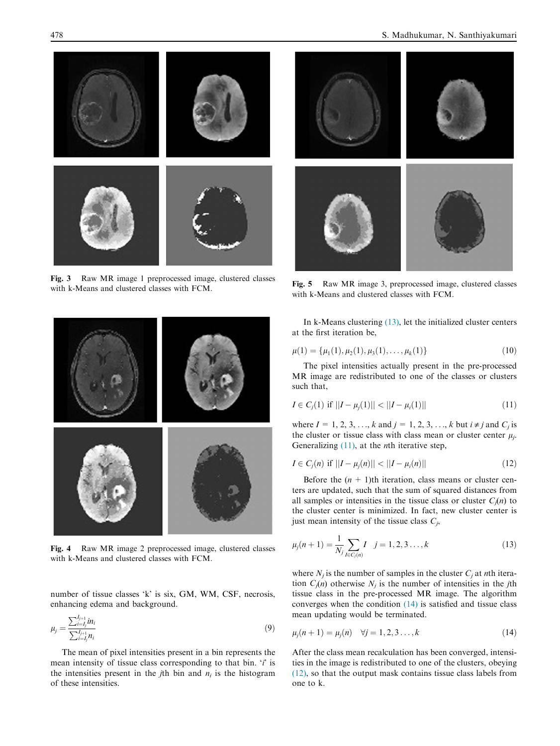Fig. 3 Raw MR image 1 preprocessed image, clustered classes with k-Means and clustered classes with FCM.

Fig. 4 Raw MR image 2 preprocessed image, clustered classes with k-Means and clustered classes with FCM.

number of tissue classes 'k' is six, GM, WM, CSF, necrosis, enhancing edema and background.

$$\mu_j = \frac{\sum_{i=I_j}^{I_{j+1}} i n_i}{\sum_{i=I_j}^{I_{j+1}} n_i} \tag{9}$$

The mean of pixel intensities present in a bin represents the mean intensity of tissue class corresponding to that bin. '$i$' is the intensities present in the $j$th bin and $n_i$ is the histogram of these intensities.

Fig. 5 Raw MR image 3, preprocessed image, clustered classes with k-Means and clustered classes with FCM.

In k-Means clustering (13), let the initialized cluster centers at the first iteration be,

$$\mu(1) = \{\mu_1(1), \mu_2(1), \mu_3(1), \ldots, \mu_k(1)\} \tag{10}$$

The pixel intensities actually present in the pre-processed MR image are redistributed to one of the classes or clusters such that,

$$I \in C_j(1) \text{ if } \|I - \mu_j(1)\| < \|I - \mu_i(1)\| \tag{11}$$

where $I = 1, 2, 3, \ldots, k$ and $j = 1, 2, 3, \ldots, k$ but $i \neq j$ and $C_j$ is the cluster or tissue class with class mean or cluster center $\mu_j$. Generalizing (11), at the $n$th iterative step,

$$I \in C_j(n) \text{ if } \|I - \mu_j(n)\| < \|I - \mu_i(n)\| \tag{12}$$

Before the $(n + 1)$th iteration, class means or cluster centers are updated, such that the sum of squared distances from all samples or intensities in the tissue class or cluster $C_j(n)$ to the cluster center is minimized. In fact, new cluster center is just mean intensity of the tissue class $C_j$,

$$\mu_j(n+1) = \frac{1}{N_j} \sum_{I \in C_j(n)} I \quad j = 1, 2, 3 \ldots, k \tag{13}$$

where $N_j$ is the number of samples in the cluster $C_j$ at $n$th iteration $C_j(n)$ otherwise $N_j$ is the number of intensities in the $j$th tissue class in the pre-processed MR image. The algorithm converges when the condition (14) is satisfied and tissue class mean updating would be terminated.

$$\mu_j(n+1) = \mu_j(n) \quad \forall j = 1, 2, 3 \ldots, k \tag{14}$$

After the class mean recalculation has been converged, intensities in the image is redistributed to one of the clusters, obeying (12), so that the output mask contains tissue class labels from one to k.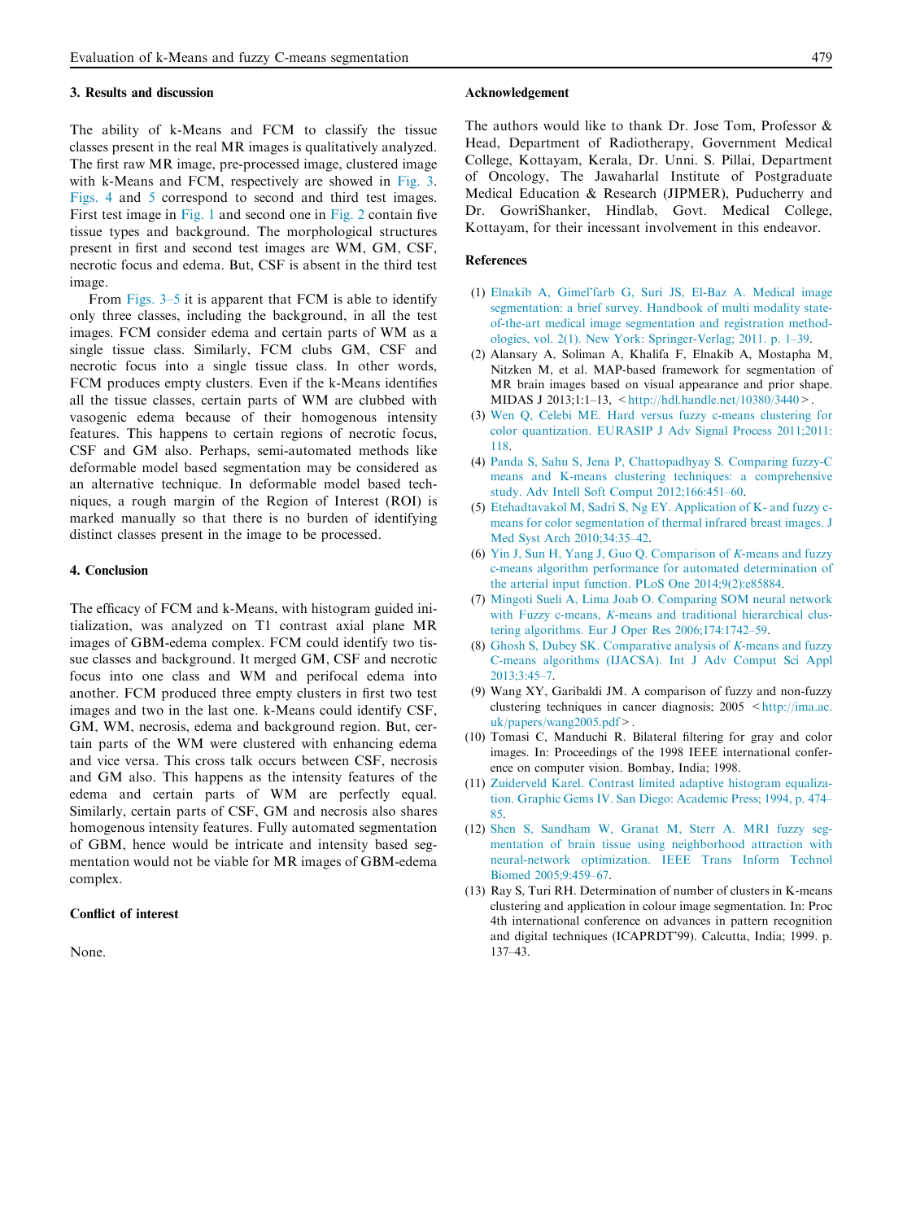## 3. Results and discussion

The ability of k-Means and FCM to classify the tissue classes present in the real MR images is qualitatively analyzed. The first raw MR image, pre-processed image, clustered image with k-Means and FCM, respectively are showed in Fig. 3. Figs. 4 and 5 correspond to second and third test images. First test image in Fig. 1 and second one in Fig. 2 contain five tissue types and background. The morphological structures present in first and second test images are WM, GM, CSF, necrotic focus and edema. But, CSF is absent in the third test image.

From Figs. 3–5 it is apparent that FCM is able to identify only three classes, including the background, in all the test images. FCM consider edema and certain parts of WM as a single tissue class. Similarly, FCM clubs GM, CSF and necrotic focus into a single tissue class. In other words, FCM produces empty clusters. Even if the k-Means identifies all the tissue classes, certain parts of WM are clubbed with vasogenic edema because of their homogenous intensity features. This happens to certain regions of necrotic focus, CSF and GM also. Perhaps, semi-automated methods like deformable model based segmentation may be considered as an alternative technique. In deformable model based techniques, a rough margin of the Region of Interest (ROI) is marked manually so that there is no burden of identifying distinct classes present in the image to be processed.

## 4. Conclusion

The efficacy of FCM and k-Means, with histogram guided initialization, was analyzed on T1 contrast axial plane MR images of GBM-edema complex. FCM could identify two tissue classes and background. It merged GM, CSF and necrotic focus into one class and WM and perifocal edema into another. FCM produced three empty clusters in first two test images and two in the last one. k-Means could identify CSF, GM, WM, necrosis, edema and background region. But, certain parts of the WM were clustered with enhancing edema and vice versa. This cross talk occurs between CSF, necrosis and GM also. This happens as the intensity features of the edema and certain parts of WM are perfectly equal. Similarly, certain parts of CSF, GM and necrosis also shares homogenous intensity features. Fully automated segmentation of GBM, hence would be intricate and intensity based segmentation would not be viable for MR images of GBM-edema complex.

## Conflict of interest

None.

## Acknowledgement

The authors would like to thank Dr. Jose Tom, Professor & Head, Department of Radiotherapy, Government Medical College, Kottayam, Kerala, Dr. Unni. S. Pillai, Department of Oncology, The Jawaharlal Institute of Postgraduate Medical Education & Research (JIPMER), Puducherry and Dr. GowriShanker, Hindlab, Govt. Medical College, Kottayam, for their incessant involvement in this endeavor.

## References

(1) Elnakib A, Gimel'farb G, Suri JS, El-Baz A. Medical image segmentation: a brief survey. Handbook of multi modality state-of-the-art medical image segmentation and registration methodologies, vol. 2(1). New York: Springer-Verlag; 2011. p. 1–39.

(2) Alansary A, Soliman A, Khalifa F, Elnakib A, Mostapha M, Nitzken M, et al. MAP-based framework for segmentation of MR brain images based on visual appearance and prior shape. MIDAS J 2013;1:1–13, <http://hdl.handle.net/10380/3440>.

(3) Wen Q, Celebi ME. Hard versus fuzzy c-means clustering for color quantization. EURASIP J Adv Signal Process 2011;2011:118.

(4) Panda S, Sahu S, Jena P, Chattopadhyay S. Comparing fuzzy-C means and K-means clustering techniques: a comprehensive study. Adv Intell Soft Comput 2012;166:451–60.

(5) Etehadtavakol M, Sadri S, Ng EY. Application of K- and fuzzy c-means for color segmentation of thermal infrared breast images. J Med Syst Arch 2010;34:35–42.

(6) Yin J, Sun H, Yang J, Guo Q. Comparison of *K*-means and fuzzy c-means algorithm performance for automated determination of the arterial input function. PLoS One 2014;9(2):e85884.

(7) Mingoti Sueli A, Lima Joab O. Comparing SOM neural network with Fuzzy c-means, *K*-means and traditional hierarchical clustering algorithms. Eur J Oper Res 2006;174:1742–59.

(8) Ghosh S, Dubey SK. Comparative analysis of *K*-means and fuzzy C-means algorithms (IJACSA). Int J Adv Comput Sci Appl 2013;3:45–7.

(9) Wang XY, Garibaldi JM. A comparison of fuzzy and non-fuzzy clustering techniques in cancer diagnosis; 2005 <http://ima.ac.uk/papers/wang2005.pdf>.

(10) Tomasi C, Manduchi R. Bilateral filtering for gray and color images. In: Proceedings of the 1998 IEEE international conference on computer vision. Bombay, India; 1998.

(11) Zuiderveld Karel. Contrast limited adaptive histogram equalization. Graphic Gems IV. San Diego: Academic Press; 1994, p. 474–85.

(12) Shen S, Sandham W, Granat M, Sterr A. MRI fuzzy segmentation of brain tissue using neighborhood attraction with neural-network optimization. IEEE Trans Inform Technol Biomed 2005;9:459–67.

(13) Ray S, Turi RH. Determination of number of clusters in K-means clustering and application in colour image segmentation. In: Proc 4th international conference on advances in pattern recognition and digital techniques (ICAPRDT'99). Calcutta, India; 1999. p. 137–43.